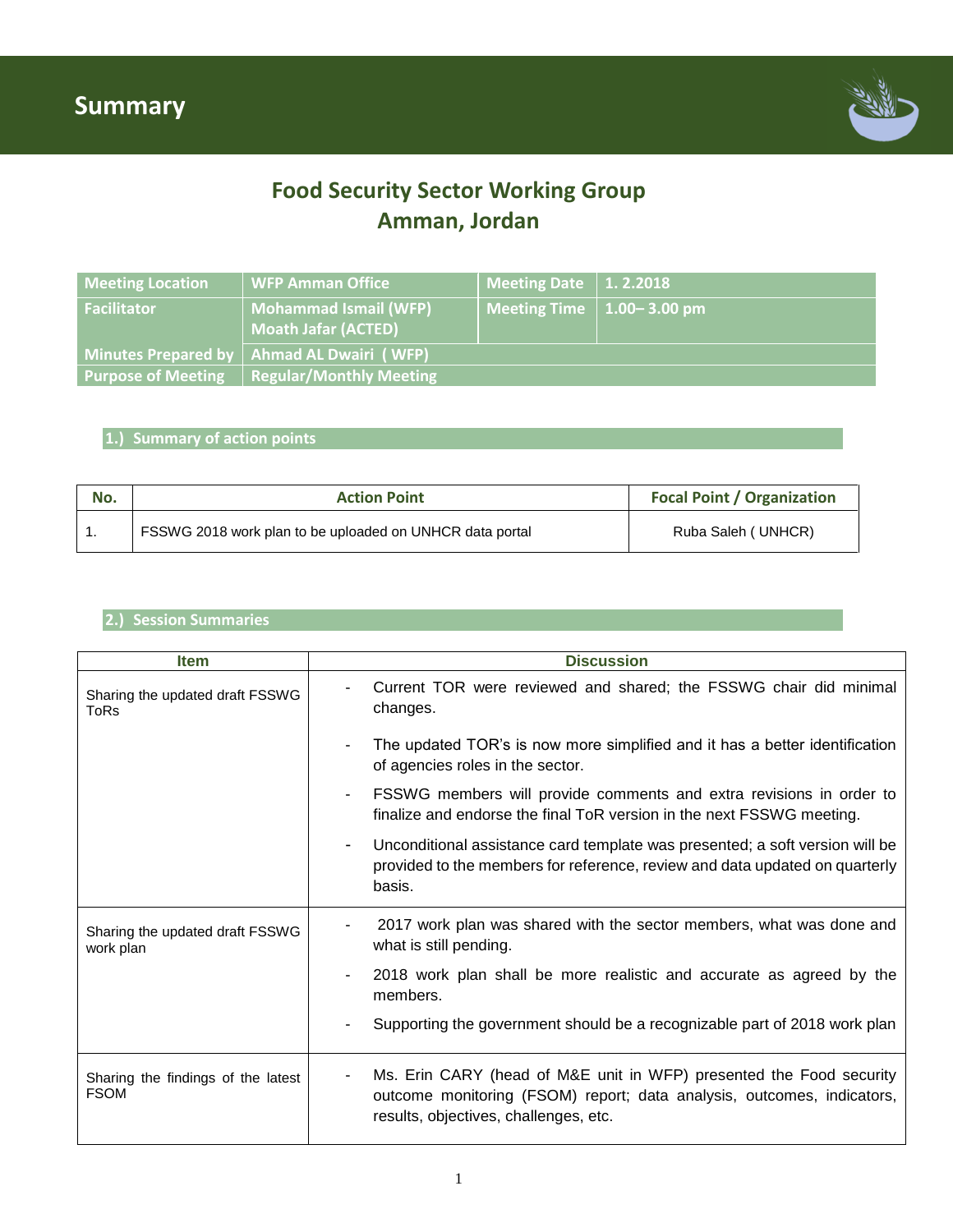# Summary

## Food Security Sector Working Group
## Amman, Jordan

| Meeting Location | WFP Amman Office | Meeting Date | 1. 2.2018 |
|---|---|---|---|
| Facilitator | Mohammad Ismail (WFP)<br>Moath Jafar (ACTED) | Meeting Time | 1.00– 3.00 pm |
| Minutes Prepared by | Ahmad AL Dwairi ( WFP) | | |
| Purpose of Meeting | Regular/Monthly Meeting | | |

### 1.) Summary of action points

| No. | Action Point | Focal Point / Organization |
|---|---|---|
| 1. | FSSWG 2018 work plan to be uploaded on UNHCR data portal | Ruba Saleh ( UNHCR) |

### 2.) Session Summaries

| Item | Discussion |
|---|---|
| Sharing the updated draft FSSWG ToRs | - Current TOR were reviewed and shared; the FSSWG chair did minimal changes.<br>- The updated TOR's is now more simplified and it has a better identification of agencies roles in the sector.<br>- FSSWG members will provide comments and extra revisions in order to finalize and endorse the final ToR version in the next FSSWG meeting.<br>- Unconditional assistance card template was presented; a soft version will be provided to the members for reference, review and data updated on quarterly basis. |
| Sharing the updated draft FSSWG work plan | - 2017 work plan was shared with the sector members, what was done and what is still pending.<br>- 2018 work plan shall be more realistic and accurate as agreed by the members.<br>- Supporting the government should be a recognizable part of 2018 work plan |
| Sharing the findings of the latest FSOM | - Ms. Erin CARY (head of M&E unit in WFP) presented the Food security outcome monitoring (FSOM) report; data analysis, outcomes, indicators, results, objectives, challenges, etc. |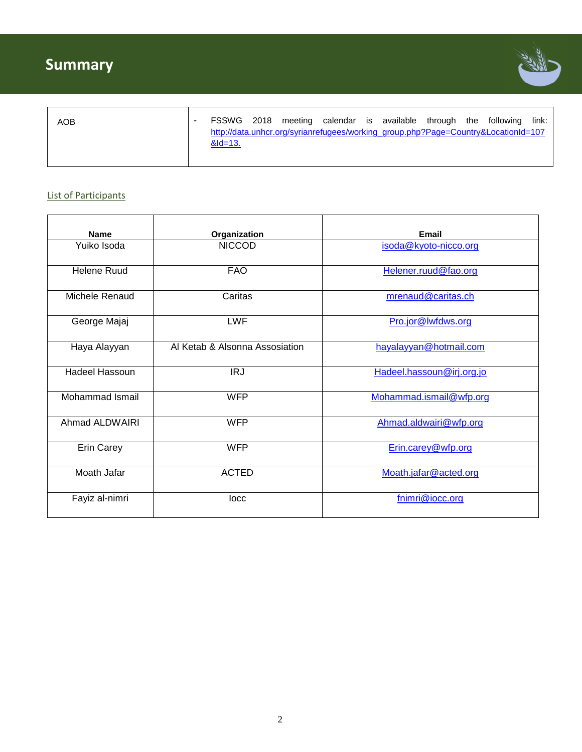# Summary

| | |
|---|---|
| AOB | - FSSWG 2018 meeting calendar is available through the following link: http://data.unhcr.org/syrianrefugees/working_group.php?Page=Country&LocationId=107&Id=13. |

## List of Participants

| Name | Organization | Email |
|---|---|---|
| Yuiko Isoda | NICCOD | isoda@kyoto-nicco.org |
| Helene Ruud | FAO | Helener.ruud@fao.org |
| Michele Renaud | Caritas | mrenaud@caritas.ch |
| George Majaj | LWF | Pro.jor@lwfdws.org |
| Haya Alayyan | Al Ketab & Alsonna Assosiation | hayalayyan@hotmail.com |
| Hadeel Hassoun | IRJ | Hadeel.hassoun@irj.org.jo |
| Mohammad Ismail | WFP | Mohammad.ismail@wfp.org |
| Ahmad ALDWAIRI | WFP | Ahmad.aldwairi@wfp.org |
| Erin Carey | WFP | Erin.carey@wfp.org |
| Moath Jafar | ACTED | Moath.jafar@acted.org |
| Fayiz al-nimri | Iocc | fnimri@iocc.org |